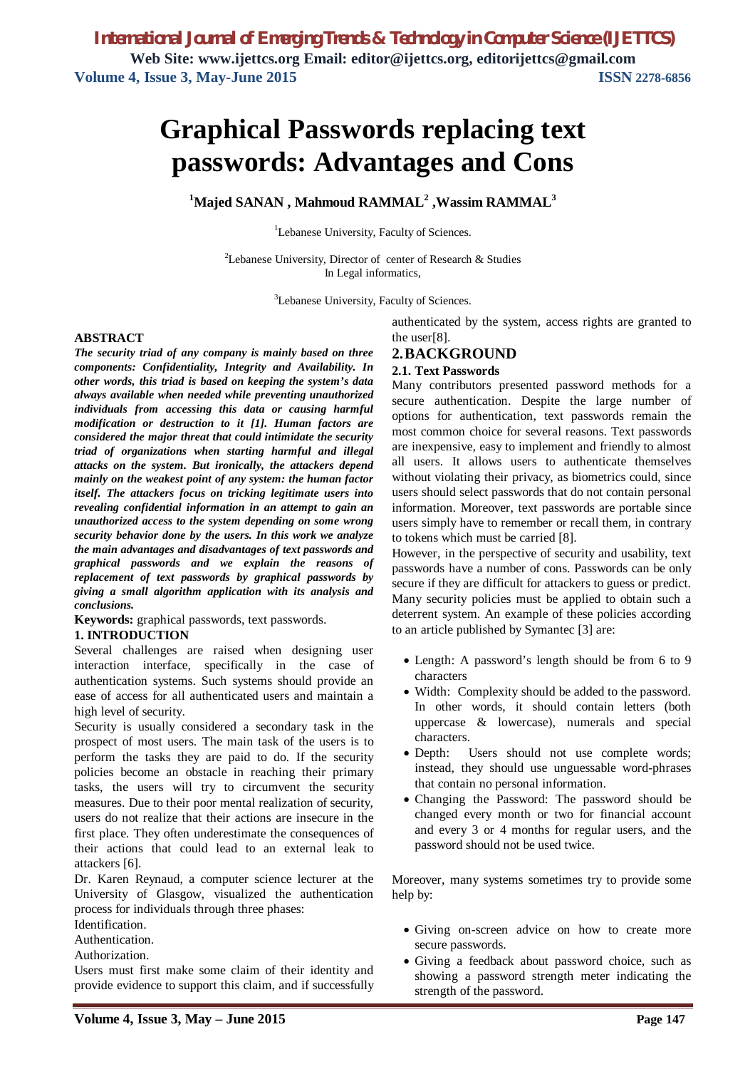# Graphical Passwords replacing text passwords: Advantages and Cons

**[1]Majed SANAN , Mahmoud RAMMAL[2] ,Wassim RAMMAL[3]**

[1]Lebanese University, Faculty of Sciences.

[2]Lebanese University, Director of center of Research & Studies In Legal informatics,

[3]Lebanese University, Faculty of Sciences.

**ABSTRACT**

***The security triad of any company is mainly based on three components: Confidentiality, Integrity and Availability. In other words, this triad is based on keeping the system's data always available when needed while preventing unauthorized individuals from accessing this data or causing harmful modification or destruction to it [1]. Human factors are considered the major threat that could intimidate the security triad of organizations when starting harmful and illegal attacks on the system. But ironically, the attackers depend mainly on the weakest point of any system: the human factor itself. The attackers focus on tricking legitimate users into revealing confidential information in an attempt to gain an unauthorized access to the system depending on some wrong security behavior done by the users. In this work we analyze the main advantages and disadvantages of text passwords and graphical passwords and we explain the reasons of replacement of text passwords by graphical passwords by giving a small algorithm application with its analysis and conclusions.***

**Keywords:** graphical passwords, text passwords.

## 1. INTRODUCTION

Several challenges are raised when designing user interaction interface, specifically in the case of authentication systems. Such systems should provide an ease of access for all authenticated users and maintain a high level of security.

Security is usually considered a secondary task in the prospect of most users. The main task of the users is to perform the tasks they are paid to do. If the security policies become an obstacle in reaching their primary tasks, the users will try to circumvent the security measures. Due to their poor mental realization of security, users do not realize that their actions are insecure in the first place. They often underestimate the consequences of their actions that could lead to an external leak to attackers [6].

Dr. Karen Reynaud, a computer science lecturer at the University of Glasgow, visualized the authentication process for individuals through three phases:

Identification.

Authentication.

Authorization.

Users must first make some claim of their identity and provide evidence to support this claim, and if successfully authenticated by the system, access rights are granted to the user[8].

## 2. BACKGROUND

### 2.1. Text Passwords

Many contributors presented password methods for a secure authentication. Despite the large number of options for authentication, text passwords remain the most common choice for several reasons. Text passwords are inexpensive, easy to implement and friendly to almost all users. It allows users to authenticate themselves without violating their privacy, as biometrics could, since users should select passwords that do not contain personal information. Moreover, text passwords are portable since users simply have to remember or recall them, in contrary to tokens which must be carried [8].

However, in the perspective of security and usability, text passwords have a number of cons. Passwords can be only secure if they are difficult for attackers to guess or predict. Many security policies must be applied to obtain such a deterrent system. An example of these policies according to an article published by Symantec [3] are:

- Length: A password's length should be from 6 to 9 characters
- Width: Complexity should be added to the password. In other words, it should contain letters (both uppercase & lowercase), numerals and special characters.
- Depth: Users should not use complete words; instead, they should use unguessable word-phrases that contain no personal information.
- Changing the Password: The password should be changed every month or two for financial account and every 3 or 4 months for regular users, and the password should not be used twice.

Moreover, many systems sometimes try to provide some help by:

- Giving on-screen advice on how to create more secure passwords.
- Giving a feedback about password choice, such as showing a password strength meter indicating the strength of the password.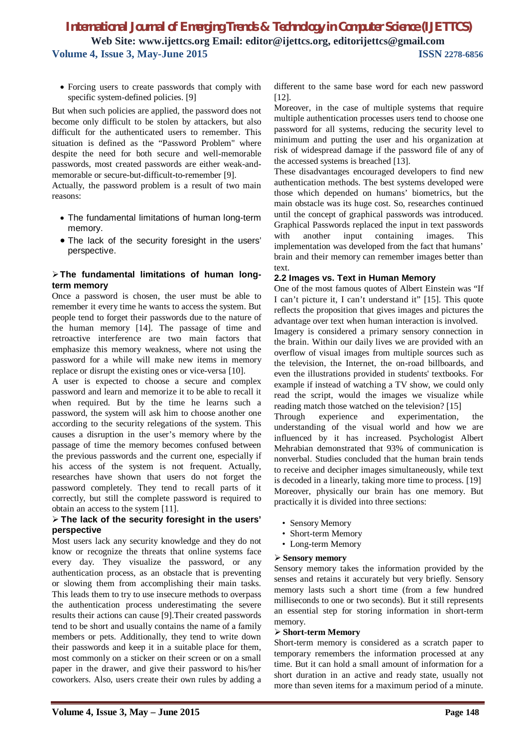- Forcing users to create passwords that comply with specific system-defined policies. [9]

But when such policies are applied, the password does not become only difficult to be stolen by attackers, but also difficult for the authenticated users to remember. This situation is defined as the "Password Problem" where despite the need for both secure and well-memorable passwords, most created passwords are either weak-and-memorable or secure-but-difficult-to-remember [9].

Actually, the password problem is a result of two main reasons:

- The fundamental limitations of human long-term memory.
- The lack of the security foresight in the users' perspective.

#### ➢ The fundamental limitations of human long-term memory

Once a password is chosen, the user must be able to remember it every time he wants to access the system. But people tend to forget their passwords due to the nature of the human memory [14]. The passage of time and retroactive interference are two main factors that emphasize this memory weakness, where not using the password for a while will make new items in memory replace or disrupt the existing ones or vice-versa [10].

A user is expected to choose a secure and complex password and learn and memorize it to be able to recall it when required. But by the time he learns such a password, the system will ask him to choose another one according to the security relegations of the system. This causes a disruption in the user's memory where by the passage of time the memory becomes confused between the previous passwords and the current one, especially if his access of the system is not frequent. Actually, researches have shown that users do not forget the password completely. They tend to recall parts of it correctly, but still the complete password is required to obtain an access to the system [11].

#### ➢ The lack of the security foresight in the users' perspective

Most users lack any security knowledge and they do not know or recognize the threats that online systems face every day. They visualize the password, or any authentication process, as an obstacle that is preventing or slowing them from accomplishing their main tasks. This leads them to try to use insecure methods to overpass the authentication process underestimating the severe results their actions can cause [9].Their created passwords tend to be short and usually contains the name of a family members or pets. Additionally, they tend to write down their passwords and keep it in a suitable place for them, most commonly on a sticker on their screen or on a small paper in the drawer, and give their password to his/her coworkers. Also, users create their own rules by adding a different to the same base word for each new password [12].

Moreover, in the case of multiple systems that require multiple authentication processes users tend to choose one password for all systems, reducing the security level to minimum and putting the user and his organization at risk of widespread damage if the password file of any of the accessed systems is breached [13].

These disadvantages encouraged developers to find new authentication methods. The best systems developed were those which depended on humans' biometrics, but the main obstacle was its huge cost. So, researches continued until the concept of graphical passwords was introduced. Graphical Passwords replaced the input in text passwords with another input containing images. This implementation was developed from the fact that humans' brain and their memory can remember images better than text.

### 2.2 Images vs. Text in Human Memory

One of the most famous quotes of Albert Einstein was "If I can't picture it, I can't understand it" [15]. This quote reflects the proposition that gives images and pictures the advantage over text when human interaction is involved.

Imagery is considered a primary sensory connection in the brain. Within our daily lives we are provided with an overflow of visual images from multiple sources such as the television, the Internet, the on-road billboards, and even the illustrations provided in students' textbooks. For example if instead of watching a TV show, we could only read the script, would the images we visualize while reading match those watched on the television? [15]

Through experience and experimentation, the understanding of the visual world and how we are influenced by it has increased. Psychologist Albert Mehrabian demonstrated that 93% of communication is nonverbal. Studies concluded that the human brain tends to receive and decipher images simultaneously, while text is decoded in a linearly, taking more time to process. [19]

Moreover, physically our brain has one memory. But practically it is divided into three sections:

- Sensory Memory
- Short-term Memory
- Long-term Memory

#### ➢ Sensory memory

Sensory memory takes the information provided by the senses and retains it accurately but very briefly. Sensory memory lasts such a short time (from a few hundred milliseconds to one or two seconds). But it still represents an essential step for storing information in short-term memory.

#### ➢ Short-term Memory

Short-term memory is considered as a scratch paper to temporary remembers the information processed at any time. But it can hold a small amount of information for a short duration in an active and ready state, usually not more than seven items for a maximum period of a minute.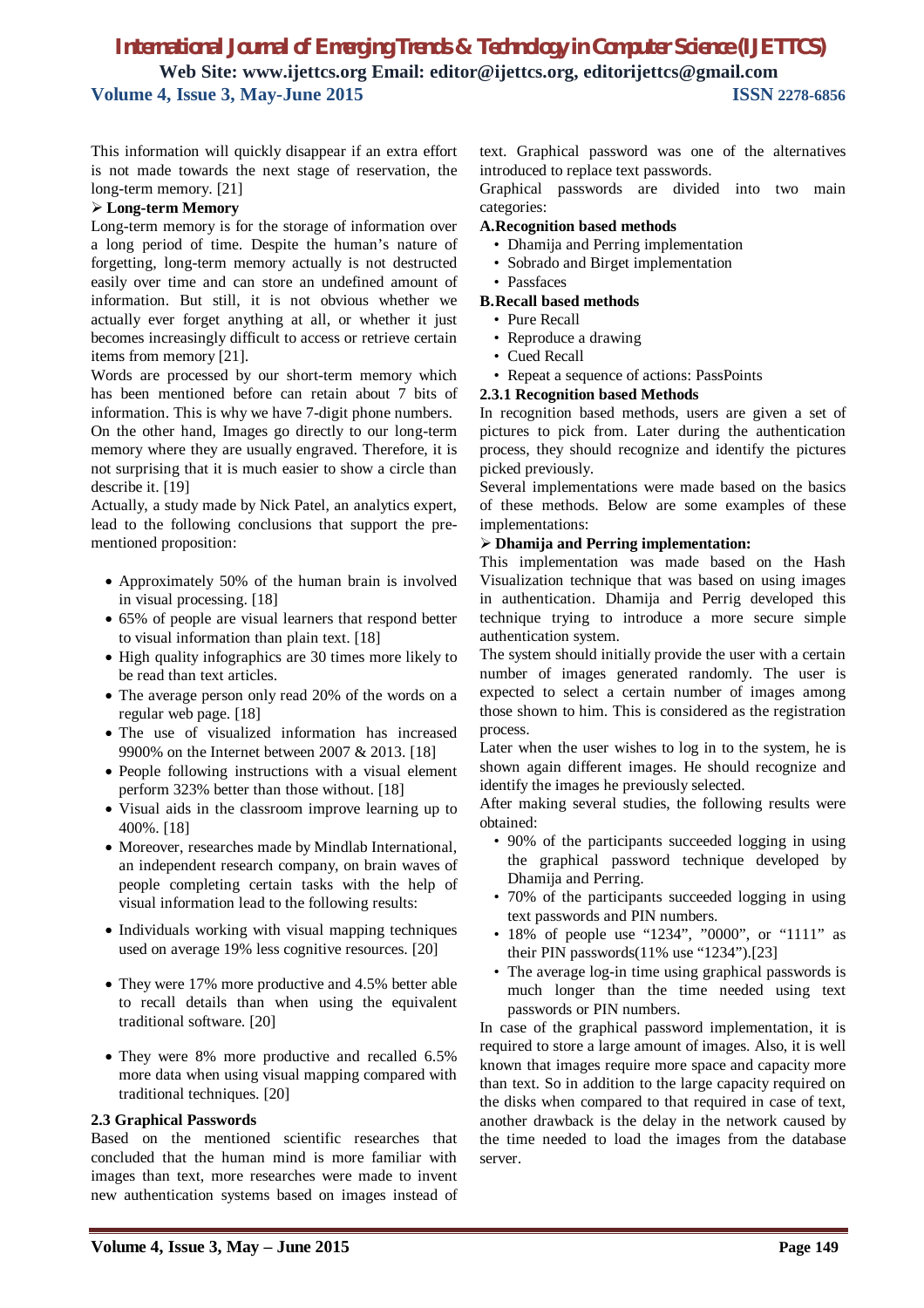This information will quickly disappear if an extra effort is not made towards the next stage of reservation, the long-term memory. [21]

➢ **Long-term Memory**

Long-term memory is for the storage of information over a long period of time. Despite the human's nature of forgetting, long-term memory actually is not destructed easily over time and can store an undefined amount of information. But still, it is not obvious whether we actually ever forget anything at all, or whether it just becomes increasingly difficult to access or retrieve certain items from memory [21].

Words are processed by our short-term memory which has been mentioned before can retain about 7 bits of information. This is why we have 7-digit phone numbers.

On the other hand, Images go directly to our long-term memory where they are usually engraved. Therefore, it is not surprising that it is much easier to show a circle than describe it. [19]

Actually, a study made by Nick Patel, an analytics expert, lead to the following conclusions that support the pre-mentioned proposition:

- Approximately 50% of the human brain is involved in visual processing. [18]
- 65% of people are visual learners that respond better to visual information than plain text. [18]
- High quality infographics are 30 times more likely to be read than text articles.
- The average person only read 20% of the words on a regular web page. [18]
- The use of visualized information has increased 9900% on the Internet between 2007 & 2013. [18]
- People following instructions with a visual element perform 323% better than those without. [18]
- Visual aids in the classroom improve learning up to 400%. [18]
- Moreover, researches made by Mindlab International, an independent research company, on brain waves of people completing certain tasks with the help of visual information lead to the following results:
- Individuals working with visual mapping techniques used on average 19% less cognitive resources. [20]
- They were 17% more productive and 4.5% better able to recall details than when using the equivalent traditional software. [20]
- They were 8% more productive and recalled 6.5% more data when using visual mapping compared with traditional techniques. [20]

### 2.3 Graphical Passwords

Based on the mentioned scientific researches that concluded that the human mind is more familiar with images than text, more researches were made to invent new authentication systems based on images instead of text. Graphical password was one of the alternatives introduced to replace text passwords.

Graphical passwords are divided into two main categories:

**A.Recognition based methods**

- Dhamija and Perring implementation
- Sobrado and Birget implementation
- Passfaces

**B.Recall based methods**

- Pure Recall
- Reproduce a drawing
- Cued Recall
- Repeat a sequence of actions: PassPoints

#### 2.3.1 Recognition based Methods

In recognition based methods, users are given a set of pictures to pick from. Later during the authentication process, they should recognize and identify the pictures picked previously.

Several implementations were made based on the basics of these methods. Below are some examples of these implementations:

➢ **Dhamija and Perring implementation:**

This implementation was made based on the Hash Visualization technique that was based on using images in authentication. Dhamija and Perrig developed this technique trying to introduce a more secure simple authentication system.

The system should initially provide the user with a certain number of images generated randomly. The user is expected to select a certain number of images among those shown to him. This is considered as the registration process.

Later when the user wishes to log in to the system, he is shown again different images. He should recognize and identify the images he previously selected.

After making several studies, the following results were obtained:

- 90% of the participants succeeded logging in using the graphical password technique developed by Dhamija and Perring.
- 70% of the participants succeeded logging in using text passwords and PIN numbers.
- 18% of people use "1234", "0000", or "1111" as their PIN passwords(11% use "1234").[23]
- The average log-in time using graphical passwords is much longer than the time needed using text passwords or PIN numbers.

In case of the graphical password implementation, it is required to store a large amount of images. Also, it is well known that images require more space and capacity more than text. So in addition to the large capacity required on the disks when compared to that required in case of text, another drawback is the delay in the network caused by the time needed to load the images from the database server.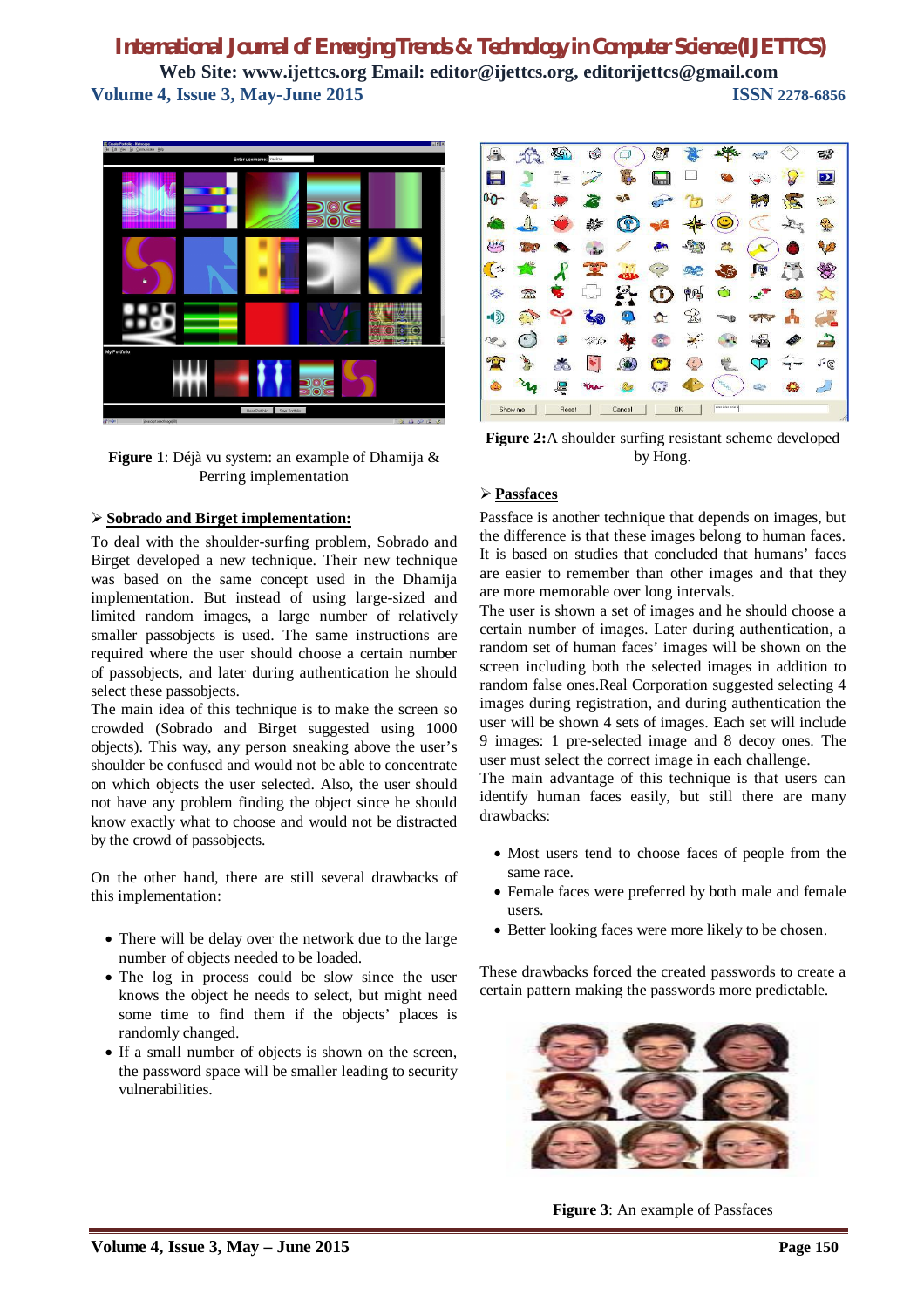Figure 1: Déjà vu system: an example of Dhamija & Perring implementation

## ➢ Sobrado and Birget implementation:

To deal with the shoulder-surfing problem, Sobrado and Birget developed a new technique. Their new technique was based on the same concept used in the Dhamija implementation. But instead of using large-sized and limited random images, a large number of relatively smaller passobjects is used. The same instructions are required where the user should choose a certain number of passobjects, and later during authentication he should select these passobjects.

The main idea of this technique is to make the screen so crowded (Sobrado and Birget suggested using 1000 objects). This way, any person sneaking above the user's shoulder be confused and would not be able to concentrate on which objects the user selected. Also, the user should not have any problem finding the object since he should know exactly what to choose and would not be distracted by the crowd of passobjects.

On the other hand, there are still several drawbacks of this implementation:

- There will be delay over the network due to the large number of objects needed to be loaded.
- The log in process could be slow since the user knows the object he needs to select, but might need some time to find them if the objects' places is randomly changed.
- If a small number of objects is shown on the screen, the password space will be smaller leading to security vulnerabilities.

Figure 2:A shoulder surfing resistant scheme developed by Hong.

## ➢ Passfaces

Passface is another technique that depends on images, but the difference is that these images belong to human faces. It is based on studies that concluded that humans' faces are easier to remember than other images and that they are more memorable over long intervals.

The user is shown a set of images and he should choose a certain number of images. Later during authentication, a random set of human faces' images will be shown on the screen including both the selected images in addition to random false ones.Real Corporation suggested selecting 4 images during registration, and during authentication the user will be shown 4 sets of images. Each set will include 9 images: 1 pre-selected image and 8 decoy ones. The user must select the correct image in each challenge.

The main advantage of this technique is that users can identify human faces easily, but still there are many drawbacks:

- Most users tend to choose faces of people from the same race.
- Female faces were preferred by both male and female users.
- Better looking faces were more likely to be chosen.

These drawbacks forced the created passwords to create a certain pattern making the passwords more predictable.

Figure 3: An example of Passfaces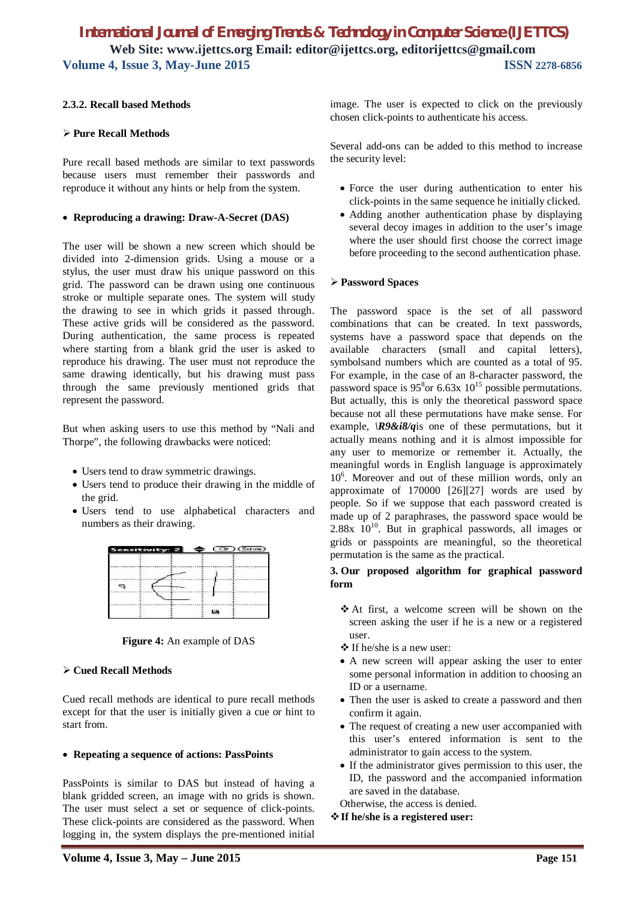#### 2.3.2. Recall based Methods

➢ **Pure Recall Methods**

Pure recall based methods are similar to text passwords because users must remember their passwords and reproduce it without any hints or help from the system.

- **Reproducing a drawing: Draw-A-Secret (DAS)**

The user will be shown a new screen which should be divided into 2-dimension grids. Using a mouse or a stylus, the user must draw his unique password on this grid. The password can be drawn using one continuous stroke or multiple separate ones. The system will study the drawing to see in which grids it passed through. These active grids will be considered as the password. During authentication, the same process is repeated where starting from a blank grid the user is asked to reproduce his drawing. The user must not reproduce the same drawing identically, but his drawing must pass through the same previously mentioned grids that represent the password.

But when asking users to use this method by "Nali and Thorpe", the following drawbacks were noticed:

- Users tend to draw symmetric drawings.
- Users tend to produce their drawing in the middle of the grid.
- Users tend to use alphabetical characters and numbers as their drawing.

**Figure 4:** An example of DAS

➢ **Cued Recall Methods**

Cued recall methods are identical to pure recall methods except for that the user is initially given a cue or hint to start from.

- **Repeating a sequence of actions: PassPoints**

PassPoints is similar to DAS but instead of having a blank gridded screen, an image with no grids is shown. The user must select a set or sequence of click-points. These click-points are considered as the password. When logging in, the system displays the pre-mentioned initial image. The user is expected to click on the previously chosen click-points to authenticate his access.

Several add-ons can be added to this method to increase the security level:

- Force the user during authentication to enter his click-points in the same sequence he initially clicked.
- Adding another authentication phase by displaying several decoy images in addition to the user's image where the user should first choose the correct image before proceeding to the second authentication phase.

➢ **Password Spaces**

The password space is the set of all password combinations that can be created. In text passwords, systems have a password space that depends on the available characters (small and capital letters), symbolsand numbers which are counted as a total of 95. For example, in the case of an 8-character password, the password space is $95^8$or 6.63x $10^{15}$ possible permutations. But actually, this is only the theoretical password space because not all these permutations have make sense. For example, ***\R9&i8/q***is one of these permutations, but it actually means nothing and it is almost impossible for any user to memorize or remember it. Actually, the meaningful words in English language is approximately $10^6$. Moreover and out of these million words, only an approximate of 170000 [26][27] words are used by people. So if we suppose that each password created is made up of 2 paraphrases, the password space would be 2.88x $10^{10}$. But in graphical passwords, all images or grids or passpoints are meaningful, so the theoretical permutation is the same as the practical.

## 3. Our proposed algorithm for graphical password form

❖ At first, a welcome screen will be shown on the screen asking the user if he is a new or a registered user.

❖ If he/she is a new user:

- A new screen will appear asking the user to enter some personal information in addition to choosing an ID or a username.
- Then the user is asked to create a password and then confirm it again.
- The request of creating a new user accompanied with this user's entered information is sent to the administrator to gain access to the system.
- If the administrator gives permission to this user, the ID, the password and the accompanied information are saved in the database.

Otherwise, the access is denied.

❖ **If he/she is a registered user:**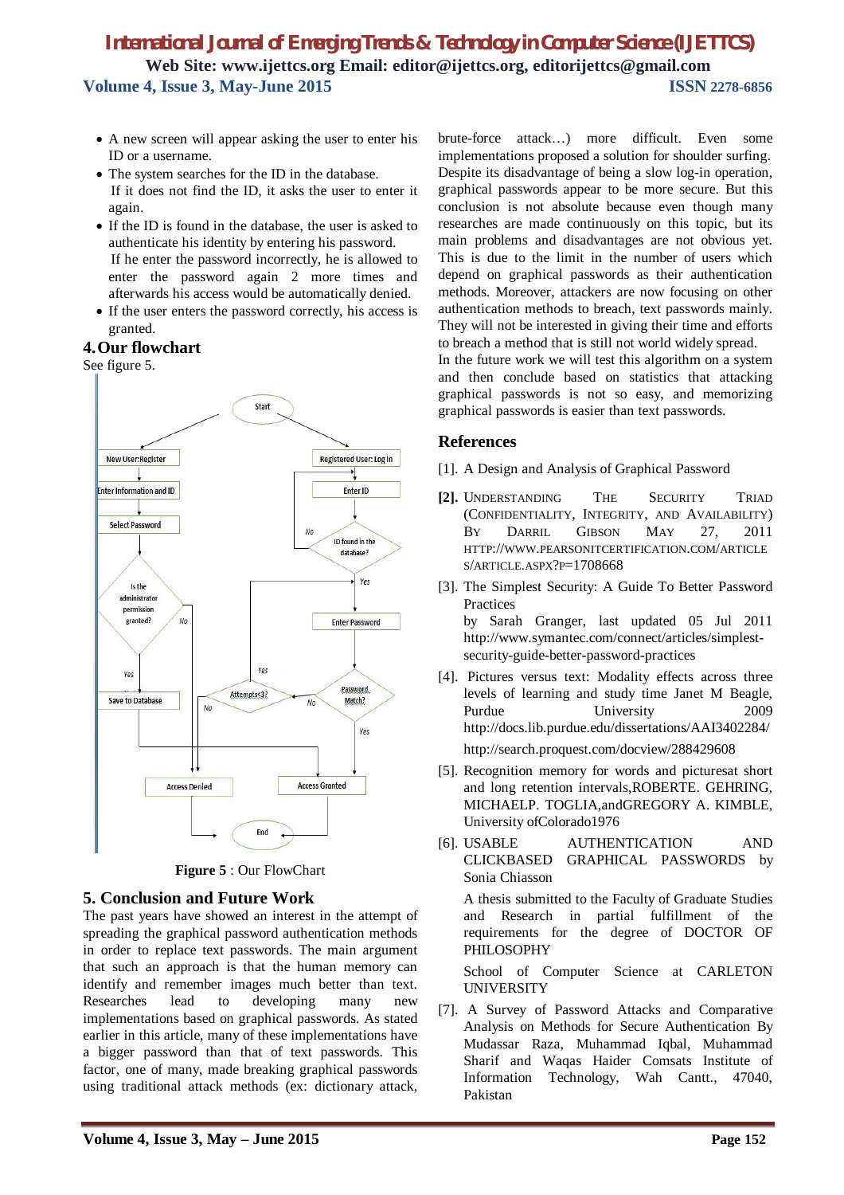- A new screen will appear asking the user to enter his ID or a username.
- The system searches for the ID in the database.
  If it does not find the ID, it asks the user to enter it again.
- If the ID is found in the database, the user is asked to authenticate his identity by entering his password.
  If he enter the password incorrectly, he is allowed to enter the password again 2 more times and afterwards his access would be automatically denied.
- If the user enters the password correctly, his access is granted.

## 4. Our flowchart

See figure 5.

**Figure 5** : Our FlowChart

## 5. Conclusion and Future Work

The past years have showed an interest in the attempt of spreading the graphical password authentication methods in order to replace text passwords. The main argument that such an approach is that the human memory can identify and remember images much better than text. Researches lead to developing many new implementations based on graphical passwords. As stated earlier in this article, many of these implementations have a bigger password than that of text passwords. This factor, one of many, made breaking graphical passwords using traditional attack methods (ex: dictionary attack, brute-force attack…) more difficult. Even some implementations proposed a solution for shoulder surfing. Despite its disadvantage of being a slow log-in operation, graphical passwords appear to be more secure. But this conclusion is not absolute because even though many researches are made continuously on this topic, but its main problems and disadvantages are not obvious yet. This is due to the limit in the number of users which depend on graphical passwords as their authentication methods. Moreover, attackers are now focusing on other authentication methods to breach, text passwords mainly. They will not be interested in giving their time and efforts to breach a method that is still not world widely spread.

In the future work we will test this algorithm on a system and then conclude based on statistics that attacking graphical passwords is not so easy, and memorizing graphical passwords is easier than text passwords.

## References

[1]. A Design and Analysis of Graphical Password

**[2].** UNDERSTANDING THE SECURITY TRIAD (CONFIDENTIALITY, INTEGRITY, AND AVAILABILITY) BY DARRIL GIBSON MAY 27, 2011 HTTP://WWW.PEARSONITCERTIFICATION.COM/ARTICLES/ARTICLE.ASPX?P=1708668

[3]. The Simplest Security: A Guide To Better Password Practices
by Sarah Granger, last updated 05 Jul 2011 http://www.symantec.com/connect/articles/simplest-security-guide-better-password-practices

[4]. Pictures versus text: Modality effects across three levels of learning and study time Janet M Beagle, Purdue University 2009 http://docs.lib.purdue.edu/dissertations/AAI3402284/
http://search.proquest.com/docview/288429608

[5]. Recognition memory for words and picturesat short and long retention intervals,ROBERTE. GEHRING, MICHAELP. TOGLIA,andGREGORY A. KIMBLE, University ofColorado1976

[6]. USABLE AUTHENTICATION AND CLICKBASED GRAPHICAL PASSWORDS by Sonia Chiasson
A thesis submitted to the Faculty of Graduate Studies and Research in partial fulfillment of the requirements for the degree of DOCTOR OF PHILOSOPHY
School of Computer Science at CARLETON UNIVERSITY

[7]. A Survey of Password Attacks and Comparative Analysis on Methods for Secure Authentication By Mudassar Raza, Muhammad Iqbal, Muhammad Sharif and Waqas Haider Comsats Institute of Information Technology, Wah Cantt., 47040, Pakistan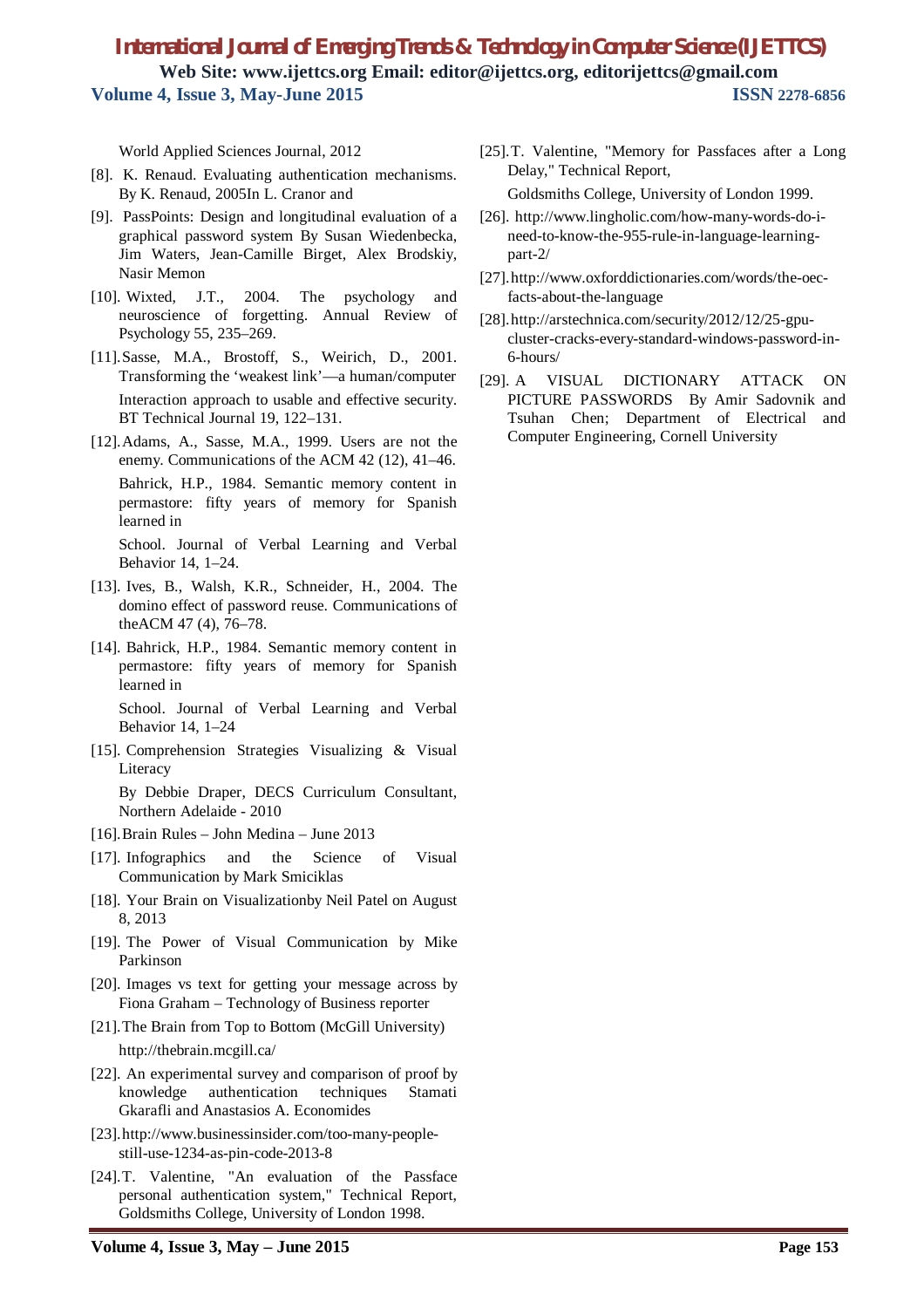World Applied Sciences Journal, 2012

[8]. K. Renaud. Evaluating authentication mechanisms. By K. Renaud, 2005In L. Cranor and

[9]. PassPoints: Design and longitudinal evaluation of a graphical password system By Susan Wiedenbecka, Jim Waters, Jean-Camille Birget, Alex Brodskiy, Nasir Memon

[10]. Wixted, J.T., 2004. The psychology and neuroscience of forgetting. Annual Review of Psychology 55, 235–269.

[11]. Sasse, M.A., Brostoff, S., Weirich, D., 2001. Transforming the 'weakest link'—a human/computer Interaction approach to usable and effective security. BT Technical Journal 19, 122–131.

[12]. Adams, A., Sasse, M.A., 1999. Users are not the enemy. Communications of the ACM 42 (12), 41–46. Bahrick, H.P., 1984. Semantic memory content in permastore: fifty years of memory for Spanish learned in School. Journal of Verbal Learning and Verbal Behavior 14, 1–24.

[13]. Ives, B., Walsh, K.R., Schneider, H., 2004. The domino effect of password reuse. Communications of theACM 47 (4), 76–78.

[14]. Bahrick, H.P., 1984. Semantic memory content in permastore: fifty years of memory for Spanish learned in School. Journal of Verbal Learning and Verbal Behavior 14, 1–24

[15]. Comprehension Strategies Visualizing & Visual Literacy By Debbie Draper, DECS Curriculum Consultant, Northern Adelaide - 2010

[16]. Brain Rules – John Medina – June 2013

[17]. Infographics and the Science of Visual Communication by Mark Smiciklas

[18]. Your Brain on Visualizationby Neil Patel on August 8, 2013

[19]. The Power of Visual Communication by Mike Parkinson

[20]. Images vs text for getting your message across by Fiona Graham – Technology of Business reporter

[21]. The Brain from Top to Bottom (McGill University) http://thebrain.mcgill.ca/

[22]. An experimental survey and comparison of proof by knowledge authentication techniques Stamati Gkarafli and Anastasios A. Economides

[23]. http://www.businessinsider.com/too-many-people-still-use-1234-as-pin-code-2013-8

[24]. T. Valentine, "An evaluation of the Passface personal authentication system," Technical Report, Goldsmiths College, University of London 1998.

[25]. T. Valentine, "Memory for Passfaces after a Long Delay," Technical Report, Goldsmiths College, University of London 1999.

[26]. http://www.lingholic.com/how-many-words-do-i-need-to-know-the-955-rule-in-language-learning-part-2/

[27]. http://www.oxforddictionaries.com/words/the-oec-facts-about-the-language

[28]. http://arstechnica.com/security/2012/12/25-gpu-cluster-cracks-every-standard-windows-password-in-6-hours/

[29]. A VISUAL DICTIONARY ATTACK ON PICTURE PASSWORDS By Amir Sadovnik and Tsuhan Chen; Department of Electrical and Computer Engineering, Cornell University